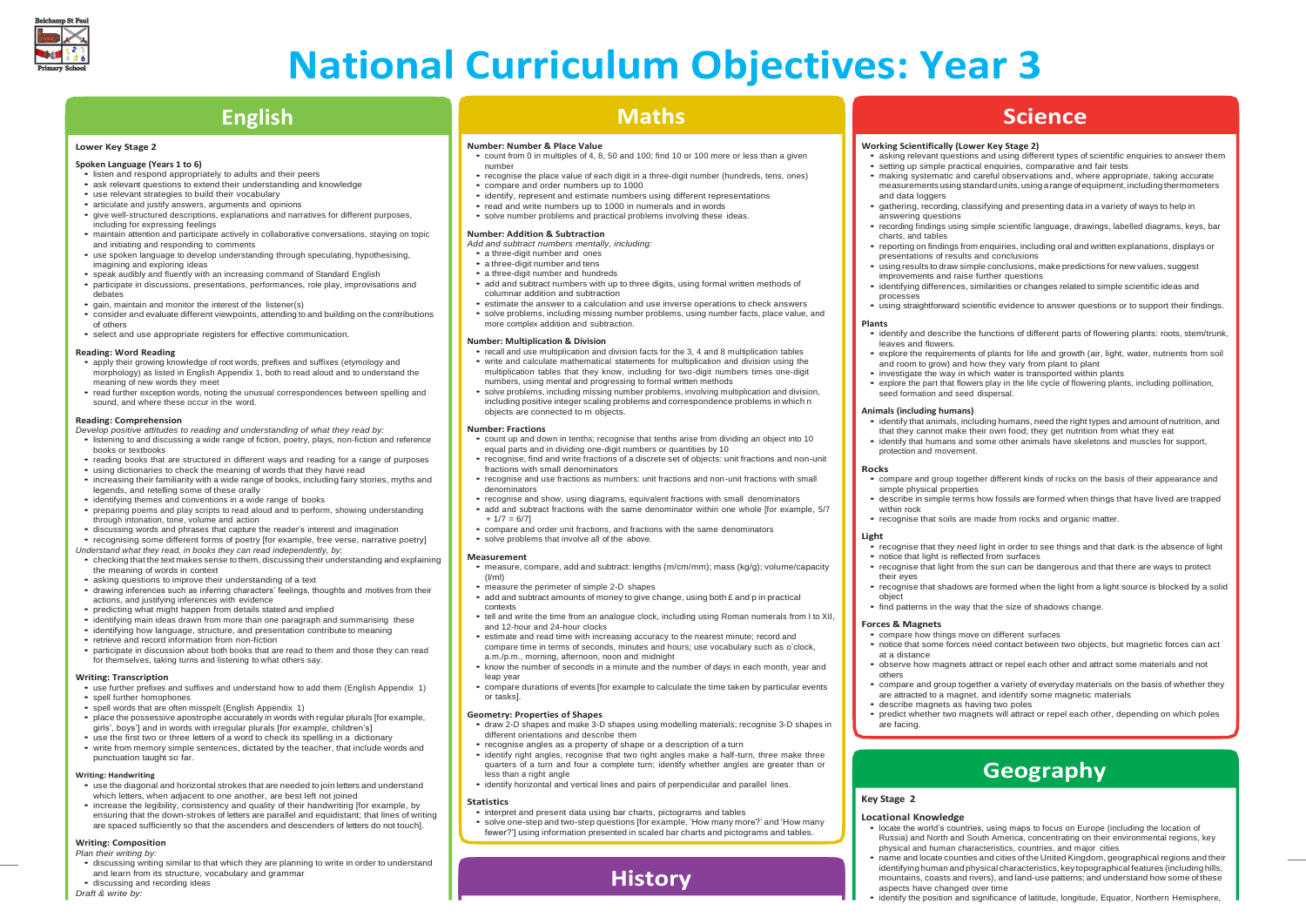# National Curriculum Objectives: Year 3

## English

### Lower Key Stage 2

#### Spoken Language (Years 1 to 6)

- listen and respond appropriately to adults and their peers
- ask relevant questions to extend their understanding and knowledge
- use relevant strategies to build their vocabulary
- articulate and justify answers, arguments and opinions
- give well-structured descriptions, explanations and narratives for different purposes, including for expressing feelings
- maintain attention and participate actively in collaborative conversations, staying on topic and initiating and responding to comments
- use spoken language to develop understanding through speculating, hypothesising, imagining and exploring ideas
- speak audibly and fluently with an increasing command of Standard English
- participate in discussions, presentations, performances, role play, improvisations and debates
- gain, maintain and monitor the interest of the listener(s)
- consider and evaluate different viewpoints, attending to and building on the contributions of others
- select and use appropriate registers for effective communication.

#### Reading: Word Reading

- apply their growing knowledge of root words, prefixes and suffixes (etymology and morphology) as listed in English Appendix 1, both to read aloud and to understand the meaning of new words they meet
- read further exception words, noting the unusual correspondences between spelling and sound, and where these occur in the word.

#### Reading: Comprehension

*Develop positive attitudes to reading and understanding of what they read by:*

- listening to and discussing a wide range of fiction, poetry, plays, non-fiction and reference books or textbooks
- reading books that are structured in different ways and reading for a range of purposes
- using dictionaries to check the meaning of words that they have read
- increasing their familiarity with a wide range of books, including fairy stories, myths and legends, and retelling some of these orally
- identifying themes and conventions in a wide range of books
- preparing poems and play scripts to read aloud and to perform, showing understanding through intonation, tone, volume and action
- discussing words and phrases that capture the reader's interest and imagination
- recognising some different forms of poetry [for example, free verse, narrative poetry]

*Understand what they read, in books they can read independently, by:*

- checking that the text makes sense to them, discussing their understanding and explaining the meaning of words in context
- asking questions to improve their understanding of a text
- drawing inferences such as inferring characters' feelings, thoughts and motives from their actions, and justifying inferences with evidence
- predicting what might happen from details stated and implied
- identifying main ideas drawn from more than one paragraph and summarising these
- identifying how language, structure, and presentation contribute to meaning
- retrieve and record information from non-fiction
- participate in discussion about both books that are read to them and those they can read for themselves, taking turns and listening to what others say.

#### Writing: Transcription

- use further prefixes and suffixes and understand how to add them (English Appendix 1)
- spell further homophones
- spell words that are often misspelt (English Appendix 1)
- place the possessive apostrophe accurately in words with regular plurals [for example, girls', boys'] and in words with irregular plurals [for example, children's]
- use the first two or three letters of a word to check its spelling in a dictionary
- write from memory simple sentences, dictated by the teacher, that include words and punctuation taught so far.

#### Writing: Handwriting

- use the diagonal and horizontal strokes that are needed to join letters and understand which letters, when adjacent to one another, are best left not joined
- increase the legibility, consistency and quality of their handwriting [for example, by ensuring that the down-strokes of letters are parallel and equidistant; that lines of writing are spaced sufficiently so that the ascenders and descenders of letters do not touch].

#### Writing: Composition

*Plan their writing by:*

- discussing writing similar to that which they are planning to write in order to understand and learn from its structure, vocabulary and grammar
- discussing and recording ideas

*Draft & write by:*

## Maths

#### Number: Number & Place Value

- count from 0 in multiples of 4, 8, 50 and 100; find 10 or 100 more or less than a given number
- recognise the place value of each digit in a three-digit number (hundreds, tens, ones)
- compare and order numbers up to 1000
- identify, represent and estimate numbers using different representations
- read and write numbers up to 1000 in numerals and in words
- solve number problems and practical problems involving these ideas.

#### Number: Addition & Subtraction

*Add and subtract numbers mentally, including:*

- a three-digit number and ones
- a three-digit number and tens
- a three-digit number and hundreds
- add and subtract numbers with up to three digits, using formal written methods of columnar addition and subtraction
- estimate the answer to a calculation and use inverse operations to check answers
- solve problems, including missing number problems, using number facts, place value, and more complex addition and subtraction.

#### Number: Multiplication & Division

- recall and use multiplication and division facts for the 3, 4 and 8 multiplication tables
- write and calculate mathematical statements for multiplication and division using the multiplication tables that they know, including for two-digit numbers times one-digit numbers, using mental and progressing to formal written methods
- solve problems, including missing number problems, involving multiplication and division, including positive integer scaling problems and correspondence problems in which n objects are connected to m objects.

#### Number: Fractions

- count up and down in tenths; recognise that tenths arise from dividing an object into 10 equal parts and in dividing one-digit numbers or quantities by 10
- recognise, find and write fractions of a discrete set of objects: unit fractions and non-unit fractions with small denominators
- recognise and use fractions as numbers: unit fractions and non-unit fractions with small denominators
- recognise and show, using diagrams, equivalent fractions with small denominators
- add and subtract fractions with the same denominator within one whole [for example, $5/7 + 1/7 = 6/7$]
- compare and order unit fractions, and fractions with the same denominators
- solve problems that involve all of the above.

#### Measurement

- measure, compare, add and subtract: lengths (m/cm/mm); mass (kg/g); volume/capacity (l/ml)
- measure the perimeter of simple 2-D shapes
- add and subtract amounts of money to give change, using both £ and p in practical contexts
- tell and write the time from an analogue clock, including using Roman numerals from I to XII, and 12-hour and 24-hour clocks
- estimate and read time with increasing accuracy to the nearest minute; record and compare time in terms of seconds, minutes and hours; use vocabulary such as o'clock, a.m./p.m., morning, afternoon, noon and midnight
- know the number of seconds in a minute and the number of days in each month, year and leap year
- compare durations of events [for example to calculate the time taken by particular events or tasks].

#### Geometry: Properties of Shapes

- draw 2-D shapes and make 3-D shapes using modelling materials; recognise 3-D shapes in different orientations and describe them
- recognise angles as a property of shape or a description of a turn
- identify right angles, recognise that two right angles make a half-turn, three make three quarters of a turn and four a complete turn; identify whether angles are greater than or less than a right angle
- identify horizontal and vertical lines and pairs of perpendicular and parallel lines.

#### Statistics

- interpret and present data using bar charts, pictograms and tables
- solve one-step and two-step questions [for example, 'How many more?' and 'How many fewer?'] using information presented in scaled bar charts and pictograms and tables.

## History

## Science

#### Working Scientifically (Lower Key Stage 2)

- asking relevant questions and using different types of scientific enquiries to answer them
- setting up simple practical enquiries, comparative and fair tests
- making systematic and careful observations and, where appropriate, taking accurate measurements using standard units, using a range of equipment, including thermometers and data loggers
- gathering, recording, classifying and presenting data in a variety of ways to help in answering questions
- recording findings using simple scientific language, drawings, labelled diagrams, keys, bar charts, and tables
- reporting on findings from enquiries, including oral and written explanations, displays or presentations of results and conclusions
- using results to draw simple conclusions, make predictions for new values, suggest improvements and raise further questions
- identifying differences, similarities or changes related to simple scientific ideas and processes
- using straightforward scientific evidence to answer questions or to support their findings.

#### Plants

- identify and describe the functions of different parts of flowering plants: roots, stem/trunk, leaves and flowers.
- explore the requirements of plants for life and growth (air, light, water, nutrients from soil and room to grow) and how they vary from plant to plant
- investigate the way in which water is transported within plants
- explore the part that flowers play in the life cycle of flowering plants, including pollination, seed formation and seed dispersal.

#### Animals (including humans)

- identify that animals, including humans, need the right types and amount of nutrition, and that they cannot make their own food; they get nutrition from what they eat
- identify that humans and some other animals have skeletons and muscles for support, protection and movement.

#### Rocks

- compare and group together different kinds of rocks on the basis of their appearance and simple physical properties
- describe in simple terms how fossils are formed when things that have lived are trapped within rock
- recognise that soils are made from rocks and organic matter.

#### Light

- recognise that they need light in order to see things and that dark is the absence of light
- notice that light is reflected from surfaces
- recognise that light from the sun can be dangerous and that there are ways to protect their eyes
- recognise that shadows are formed when the light from a light source is blocked by a solid object
- find patterns in the way that the size of shadows change.

#### Forces & Magnets

- compare how things move on different surfaces
- notice that some forces need contact between two objects, but magnetic forces can act at a distance
- observe how magnets attract or repel each other and attract some materials and not others
- compare and group together a variety of everyday materials on the basis of whether they are attracted to a magnet, and identify some magnetic materials
- describe magnets as having two poles
- predict whether two magnets will attract or repel each other, depending on which poles are facing.

## Geography

### Key Stage 2

#### Locational Knowledge

- locate the world's countries, using maps to focus on Europe (including the location of Russia) and North and South America, concentrating on their environmental regions, key physical and human characteristics, countries, and major cities
- name and locate counties and cities of the United Kingdom, geographical regions and their identifying human and physical characteristics, key topographical features (including hills, mountains, coasts and rivers), and land-use patterns; and understand how some of these aspects have changed over time
- identify the position and significance of latitude, longitude, Equator, Northern Hemisphere,